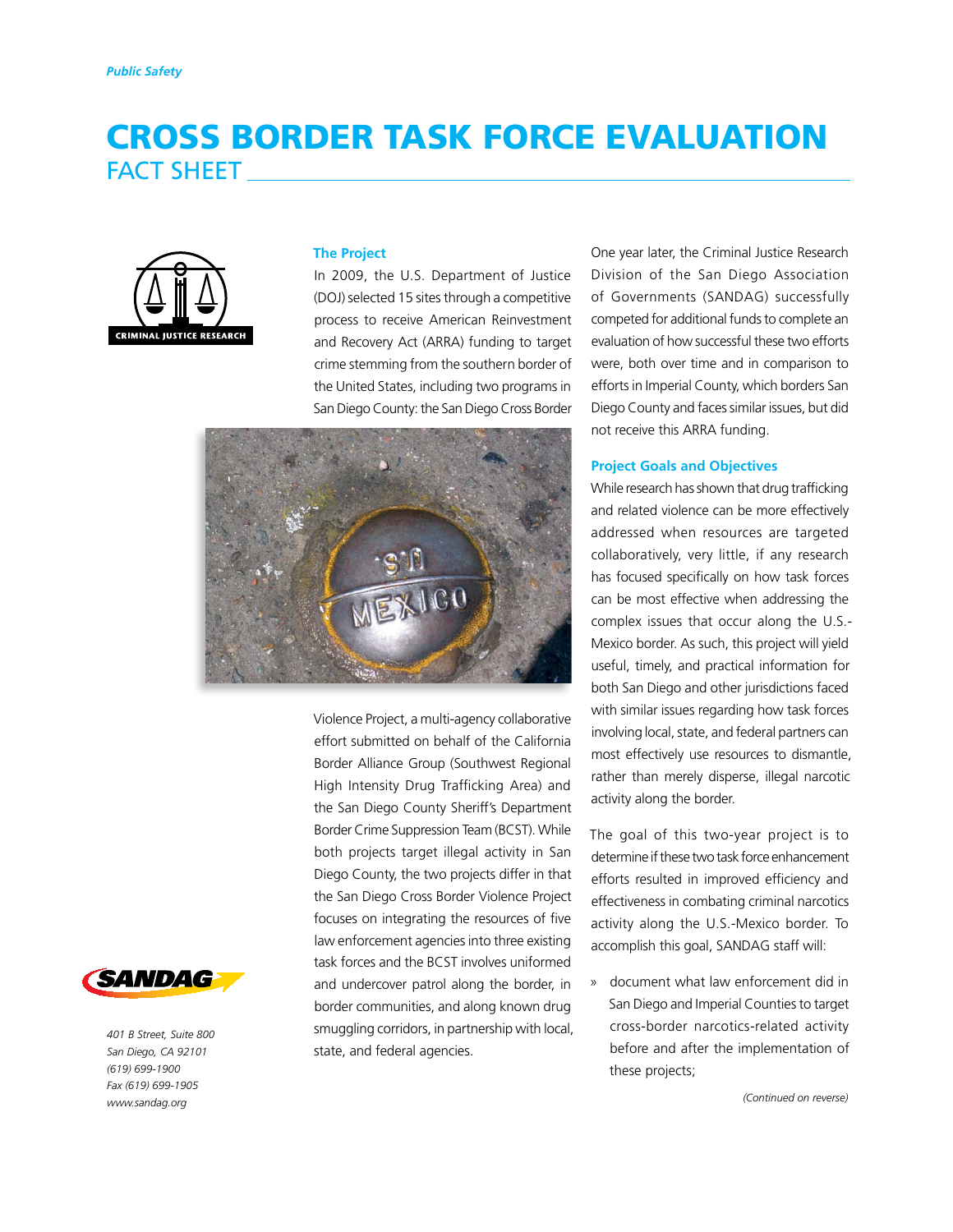*Public Safety*

# CROSS BORDER TASK FORCE EVALUATION

## FACT SHEET

### The Project

In 2009, the U.S. Department of Justice (DOJ) selected 15 sites through a competitive process to receive American Reinvestment and Recovery Act (ARRA) funding to target crime stemming from the southern border of the United States, including two programs in San Diego County: the San Diego Cross Border Violence Project, a multi-agency collaborative effort submitted on behalf of the California Border Alliance Group (Southwest Regional High Intensity Drug Trafficking Area) and the San Diego County Sheriff's Department Border Crime Suppression Team (BCST). While both projects target illegal activity in San Diego County, the two projects differ in that the San Diego Cross Border Violence Project focuses on integrating the resources of five law enforcement agencies into three existing task forces and the BCST involves uniformed and undercover patrol along the border, in border communities, and along known drug smuggling corridors, in partnership with local, state, and federal agencies.

One year later, the Criminal Justice Research Division of the San Diego Association of Governments (SANDAG) successfully competed for additional funds to complete an evaluation of how successful these two efforts were, both over time and in comparison to efforts in Imperial County, which borders San Diego County and faces similar issues, but did not receive this ARRA funding.

### Project Goals and Objectives

While research has shown that drug trafficking and related violence can be more effectively addressed when resources are targeted collaboratively, very little, if any research has focused specifically on how task forces can be most effective when addressing the complex issues that occur along the U.S.-Mexico border. As such, this project will yield useful, timely, and practical information for both San Diego and other jurisdictions faced with similar issues regarding how task forces involving local, state, and federal partners can most effectively use resources to dismantle, rather than merely disperse, illegal narcotic activity along the border.

The goal of this two-year project is to determine if these two task force enhancement efforts resulted in improved efficiency and effectiveness in combating criminal narcotics activity along the U.S.-Mexico border. To accomplish this goal, SANDAG staff will:

- document what law enforcement did in San Diego and Imperial Counties to target cross-border narcotics-related activity before and after the implementation of these projects;

*(Continued on reverse)*

401 B Street, Suite 800
San Diego, CA 92101
(619) 699-1900
Fax (619) 699-1905
www.sandag.org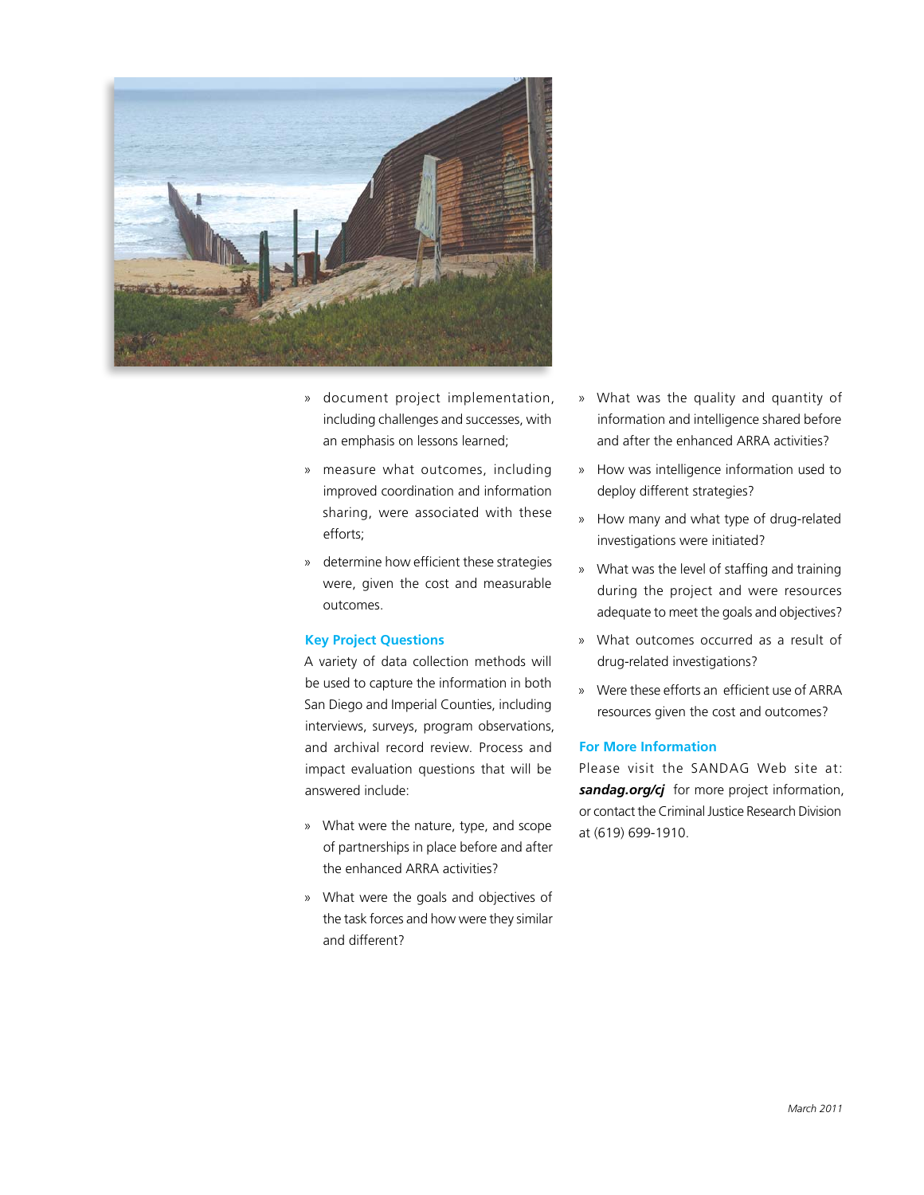» document project implementation, including challenges and successes, with an emphasis on lessons learned;

» measure what outcomes, including improved coordination and information sharing, were associated with these efforts;

» determine how efficient these strategies were, given the cost and measurable outcomes.

### Key Project Questions

A variety of data collection methods will be used to capture the information in both San Diego and Imperial Counties, including interviews, surveys, program observations, and archival record review. Process and impact evaluation questions that will be answered include:

» What were the nature, type, and scope of partnerships in place before and after the enhanced ARRA activities?

» What were the goals and objectives of the task forces and how were they similar and different?

» What was the quality and quantity of information and intelligence shared before and after the enhanced ARRA activities?

» How was intelligence information used to deploy different strategies?

» How many and what type of drug-related investigations were initiated?

» What was the level of staffing and training during the project and were resources adequate to meet the goals and objectives?

» What outcomes occurred as a result of drug-related investigations?

» Were these efforts an efficient use of ARRA resources given the cost and outcomes?

### For More Information

Please visit the SANDAG Web site at: ***sandag.org/cj*** for more project information, or contact the Criminal Justice Research Division at (619) 699-1910.

*March 2011*